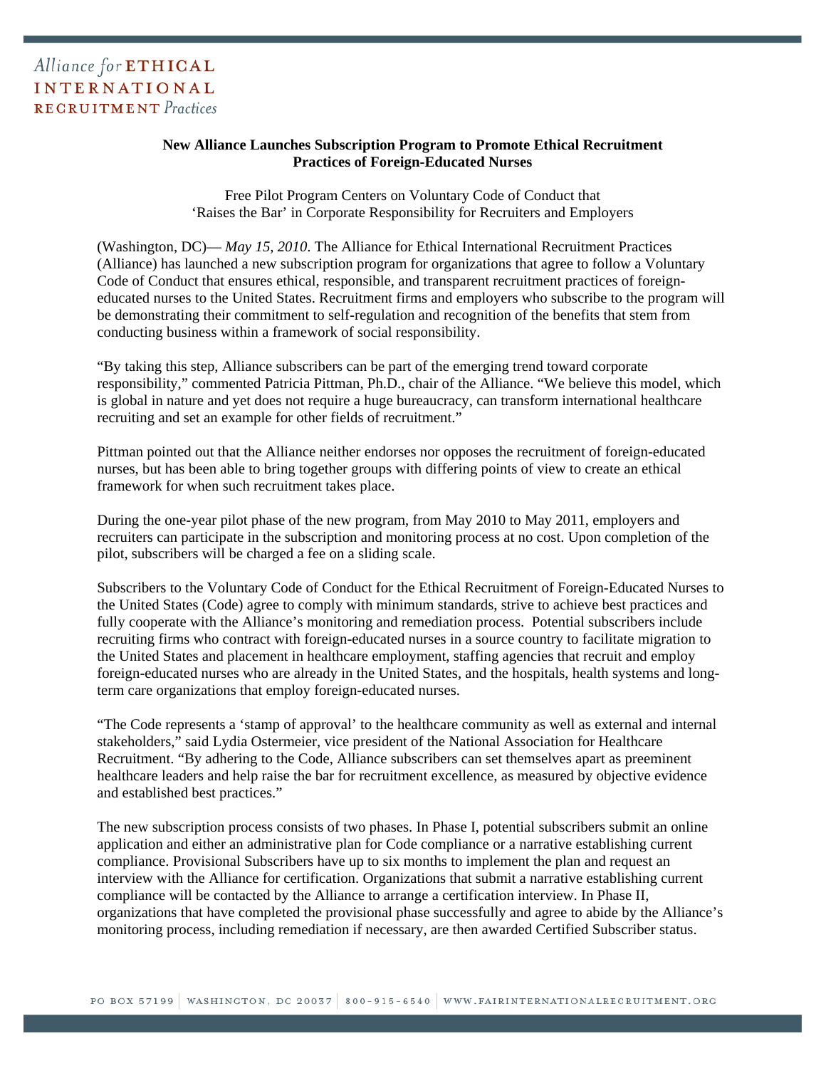Alliance *for* ETHICAL INTERNATIONAL RECRUITMENT *Practices*

**New Alliance Launches Subscription Program to Promote Ethical Recruitment Practices of Foreign-Educated Nurses**

Free Pilot Program Centers on Voluntary Code of Conduct that 'Raises the Bar' in Corporate Responsibility for Recruiters and Employers

(Washington, DC)— *May 15, 2010*. The Alliance for Ethical International Recruitment Practices (Alliance) has launched a new subscription program for organizations that agree to follow a Voluntary Code of Conduct that ensures ethical, responsible, and transparent recruitment practices of foreign-educated nurses to the United States. Recruitment firms and employers who subscribe to the program will be demonstrating their commitment to self-regulation and recognition of the benefits that stem from conducting business within a framework of social responsibility.

"By taking this step, Alliance subscribers can be part of the emerging trend toward corporate responsibility," commented Patricia Pittman, Ph.D., chair of the Alliance. "We believe this model, which is global in nature and yet does not require a huge bureaucracy, can transform international healthcare recruiting and set an example for other fields of recruitment."

Pittman pointed out that the Alliance neither endorses nor opposes the recruitment of foreign-educated nurses, but has been able to bring together groups with differing points of view to create an ethical framework for when such recruitment takes place.

During the one-year pilot phase of the new program, from May 2010 to May 2011, employers and recruiters can participate in the subscription and monitoring process at no cost. Upon completion of the pilot, subscribers will be charged a fee on a sliding scale.

Subscribers to the Voluntary Code of Conduct for the Ethical Recruitment of Foreign-Educated Nurses to the United States (Code) agree to comply with minimum standards, strive to achieve best practices and fully cooperate with the Alliance's monitoring and remediation process. Potential subscribers include recruiting firms who contract with foreign-educated nurses in a source country to facilitate migration to the United States and placement in healthcare employment, staffing agencies that recruit and employ foreign-educated nurses who are already in the United States, and the hospitals, health systems and long-term care organizations that employ foreign-educated nurses.

"The Code represents a 'stamp of approval' to the healthcare community as well as external and internal stakeholders," said Lydia Ostermeier, vice president of the National Association for Healthcare Recruitment. "By adhering to the Code, Alliance subscribers can set themselves apart as preeminent healthcare leaders and help raise the bar for recruitment excellence, as measured by objective evidence and established best practices."

The new subscription process consists of two phases. In Phase I, potential subscribers submit an online application and either an administrative plan for Code compliance or a narrative establishing current compliance. Provisional Subscribers have up to six months to implement the plan and request an interview with the Alliance for certification. Organizations that submit a narrative establishing current compliance will be contacted by the Alliance to arrange a certification interview. In Phase II, organizations that have completed the provisional phase successfully and agree to abide by the Alliance's monitoring process, including remediation if necessary, are then awarded Certified Subscriber status.

PO BOX 57199 | WASHINGTON, DC 20037 | 800-915-6540 | WWW.FAIRINTERNATIONALRECRUITMENT.ORG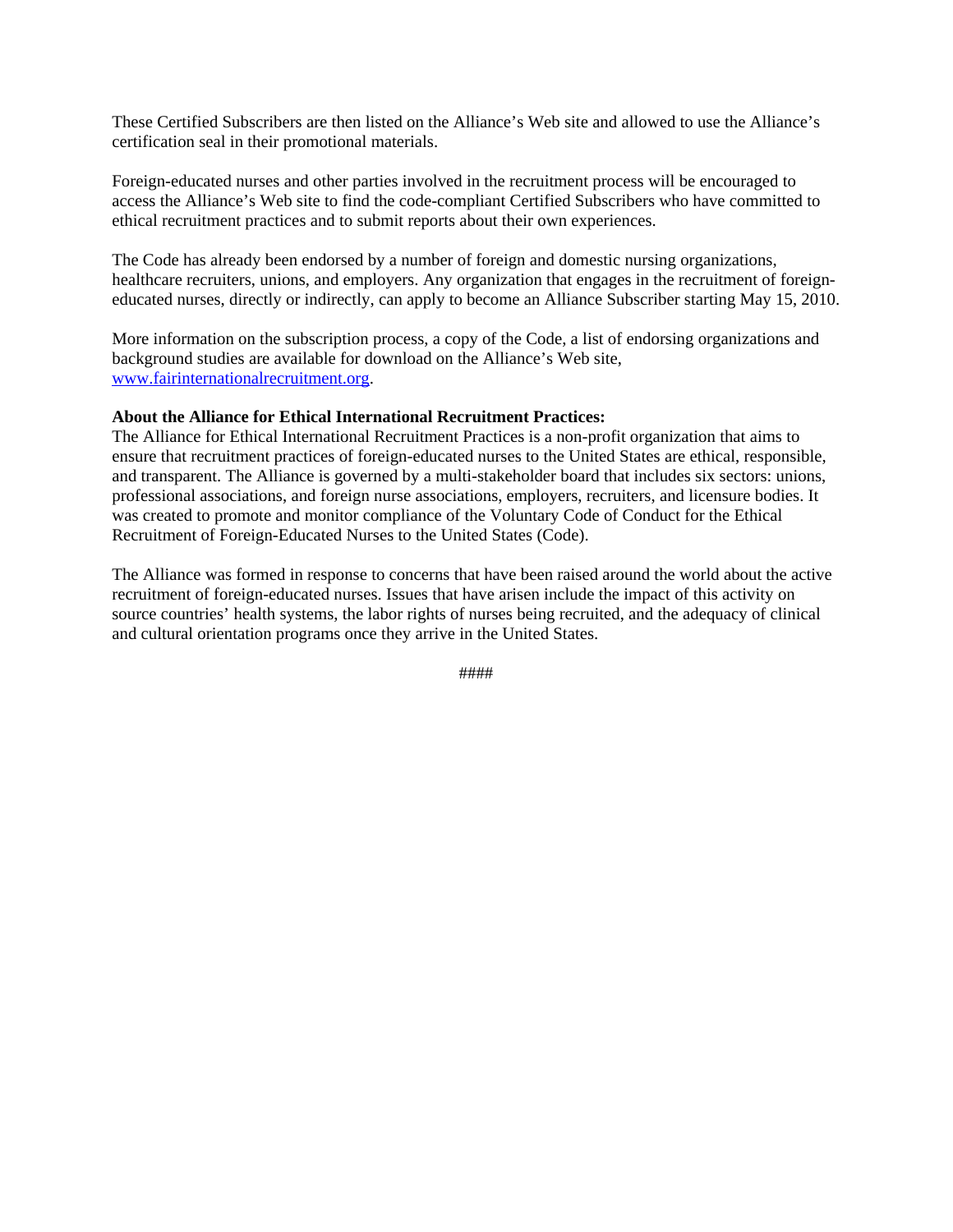These Certified Subscribers are then listed on the Alliance's Web site and allowed to use the Alliance's certification seal in their promotional materials.

Foreign-educated nurses and other parties involved in the recruitment process will be encouraged to access the Alliance's Web site to find the code-compliant Certified Subscribers who have committed to ethical recruitment practices and to submit reports about their own experiences.

The Code has already been endorsed by a number of foreign and domestic nursing organizations, healthcare recruiters, unions, and employers. Any organization that engages in the recruitment of foreign-educated nurses, directly or indirectly, can apply to become an Alliance Subscriber starting May 15, 2010.

More information on the subscription process, a copy of the Code, a list of endorsing organizations and background studies are available for download on the Alliance's Web site, [www.fairinternationalrecruitment.org](http://www.fairinternationalrecruitment.org).

**About the Alliance for Ethical International Recruitment Practices:**
The Alliance for Ethical International Recruitment Practices is a non-profit organization that aims to ensure that recruitment practices of foreign-educated nurses to the United States are ethical, responsible, and transparent. The Alliance is governed by a multi-stakeholder board that includes six sectors: unions, professional associations, and foreign nurse associations, employers, recruiters, and licensure bodies. It was created to promote and monitor compliance of the Voluntary Code of Conduct for the Ethical Recruitment of Foreign-Educated Nurses to the United States (Code).

The Alliance was formed in response to concerns that have been raised around the world about the active recruitment of foreign-educated nurses. Issues that have arisen include the impact of this activity on source countries' health systems, the labor rights of nurses being recruited, and the adequacy of clinical and cultural orientation programs once they arrive in the United States.

####